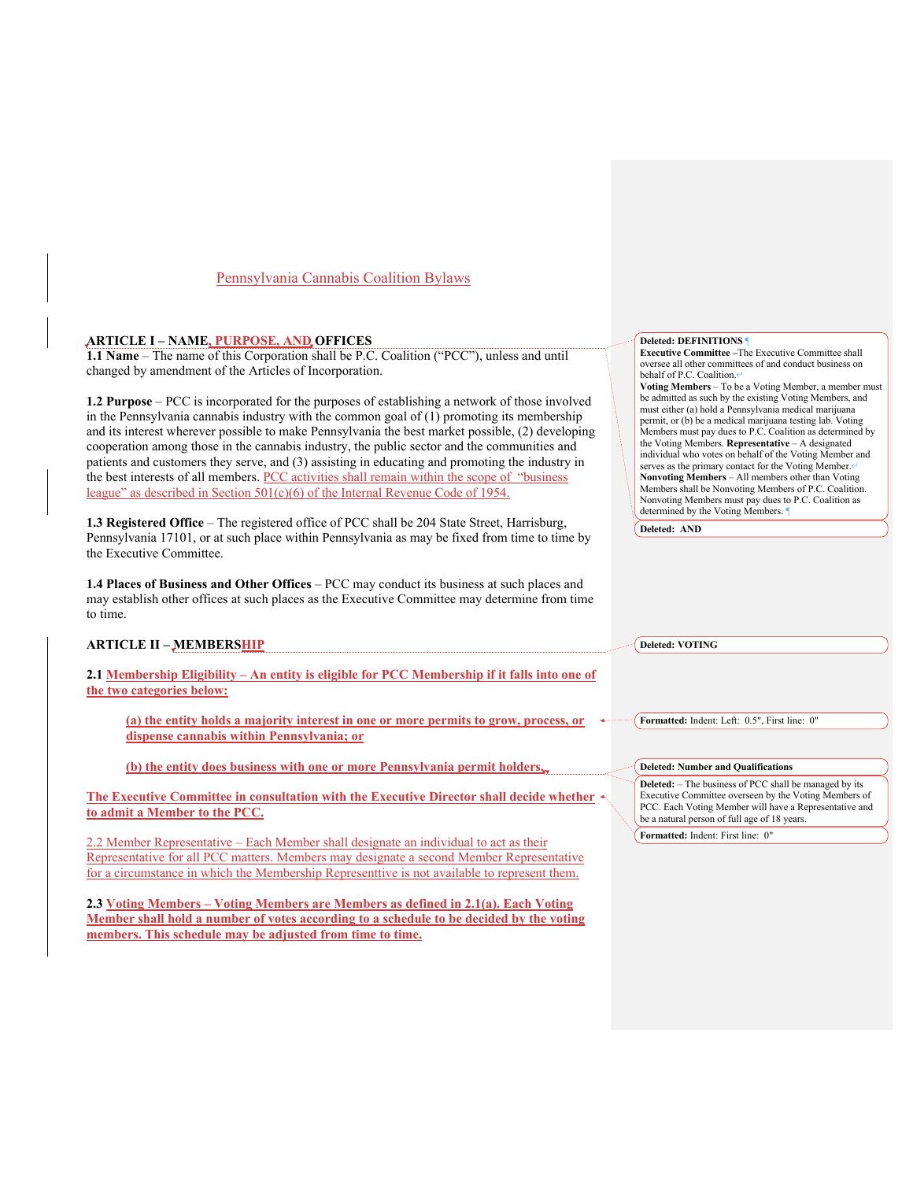# Pennsylvania Cannabis Coalition Bylaws

## ARTICLE I – NAME, PURPOSE, AND OFFICES

**1.1 Name** – The name of this Corporation shall be P.C. Coalition ("PCC"), unless and until changed by amendment of the Articles of Incorporation.

**1.2 Purpose** – PCC is incorporated for the purposes of establishing a network of those involved in the Pennsylvania cannabis industry with the common goal of (1) promoting its membership and its interest wherever possible to make Pennsylvania the best market possible, (2) developing cooperation among those in the cannabis industry, the public sector and the communities and patients and customers they serve, and (3) assisting in educating and promoting the industry in the best interests of all members. PCC activities shall remain within the scope of "business league" as described in Section 501(c)(6) of the Internal Revenue Code of 1954.

**1.3 Registered Office** – The registered office of PCC shall be 204 State Street, Harrisburg, Pennsylvania 17101, or at such place within Pennsylvania as may be fixed from time to time by the Executive Committee.

**1.4 Places of Business and Other Offices** – PCC may conduct its business at such places and may establish other offices at such places as the Executive Committee may determine from time to time.

## ARTICLE II – MEMBERSHIP

**2.1 Membership Eligibility – An entity is eligible for PCC Membership if it falls into one of the two categories below:**

> **(a) the entity holds a majority interest in one or more permits to grow, process, or dispense cannabis within Pennsylvania; or**
>
> **(b) the entity does business with one or more Pennsylvania permit holders.**

**The Executive Committee in consultation with the Executive Director shall decide whether to admit a Member to the PCC.**

2.2 Member Representative – Each Member shall designate an individual to act as their Representative for all PCC matters. Members may designate a second Member Representative for a circumstance in which the Membership Representtive is not available to represent them.

**2.3 Voting Members – Voting Members are Members as defined in 2.1(a). Each Voting Member shall hold a number of votes according to a schedule to be decided by the voting members. This schedule may be adjusted from time to time.**

---

Deleted: DEFINITIONS
**Executive Committee** – The Executive Committee shall oversee all other committees of and conduct business on behalf of P.C. Coalition.
**Voting Members** – To be a Voting Member, a member must be admitted as such by the existing Voting Members, and must either (a) hold a Pennsylvania medical marijuana permit, or (b) be a medical marijuana testing lab. Voting Members must pay dues to P.C. Coalition as determined by the Voting Members. **Representative** – A designated individual who votes on behalf of the Voting Member and serves as the primary contact for the Voting Member.
**Nonvoting Members** – All members other than Voting Members shall be Nonvoting Members of P.C. Coalition. Nonvoting Members must pay dues to P.C. Coalition as determined by the Voting Members.

Deleted: AND

Deleted: VOTING

Formatted: Indent: Left: 0.5", First line: 0"

Deleted: Number and Qualifications

Deleted: – The business of PCC shall be managed by its Executive Committee overseen by the Voting Members of PCC. Each Voting Member will have a Representative and be a natural person of full age of 18 years.

Formatted: Indent: First line: 0"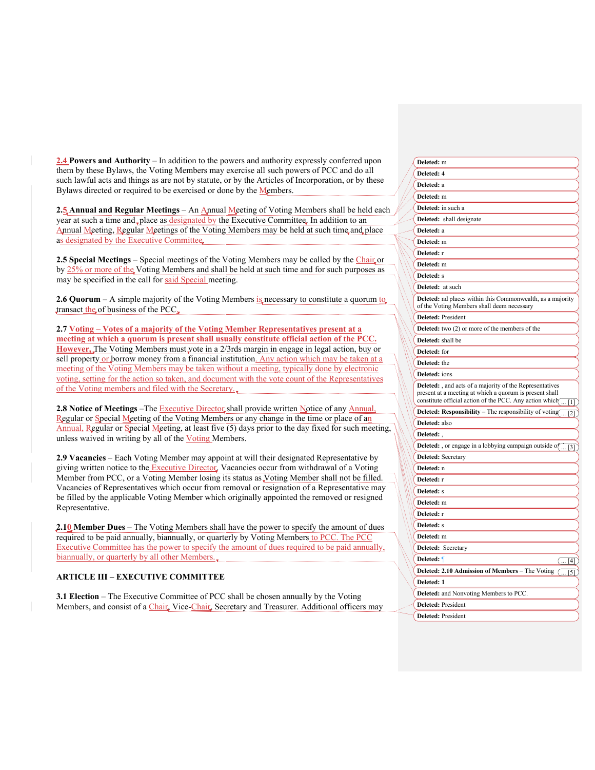**2.4 Powers and Authority** – In addition to the powers and authority expressly conferred upon them by these Bylaws, the Voting Members may exercise all such powers of PCC and do all such lawful acts and things as are not by statute, or by the Articles of Incorporation, or by these Bylaws directed or required to be exercised or done by the Members.

**2.5 Annual and Regular Meetings** – An Annual Meeting of Voting Members shall be held each year at such a time and place as designated by the Executive Committee. In addition to an Annual Meeting, Regular Meetings of the Voting Members may be held at such time and place as designated by the Executive Committee.

**2.5 Special Meetings** – Special meetings of the Voting Members may be called by the Chair or by 25% or more of the Voting Members and shall be held at such time and for such purposes as may be specified in the call for said Special meeting.

**2.6 Quorum** – A simple majority of the Voting Members is necessary to constitute a quorum to transact the of business of the PCC.

**2.7 Voting – Votes of a majority of the Voting Member Representatives present at a meeting at which a quorum is present shall usually constitute official action of the PCC. However,** The Voting Members must vote in a 2/3rds margin in engage in legal action, buy or sell property or borrow money from a financial institution. Any action which may be taken at a meeting of the Voting Members may be taken without a meeting, typically done by electronic voting, setting for the action so taken, and document with the vote count of the Representatives of the Voting members and filed with the Secretary.

**2.8 Notice of Meetings** –The Executive Director shall provide written Notice of any Annual, Regular or Special Meeting of the Voting Members or any change in the time or place of an Annual, Regular or Special Meeting, at least five (5) days prior to the day fixed for such meeting, unless waived in writing by all of the Voting Members.

**2.9 Vacancies** – Each Voting Member may appoint at will their designated Representative by giving written notice to the Executive Director. Vacancies occur from withdrawal of a Voting Member from PCC, or a Voting Member losing its status as Voting Member shall not be filled. Vacancies of Representatives which occur from removal or resignation of a Representative may be filled by the applicable Voting Member which originally appointed the removed or resigned Representative.

**2.10 Member Dues** – The Voting Members shall have the power to specify the amount of dues required to be paid annually, biannually, or quarterly by Voting Members to PCC. The PCC Executive Committee has the power to specify the amount of dues required to be paid annually, biannually, or quarterly by all other Members.

## ARTICLE III – EXECUTIVE COMMITTEE

**3.1 Election** – The Executive Committee of PCC shall be chosen annually by the Voting Members, and consist of a Chair, Vice-Chair, Secretary and Treasurer. Additional officers may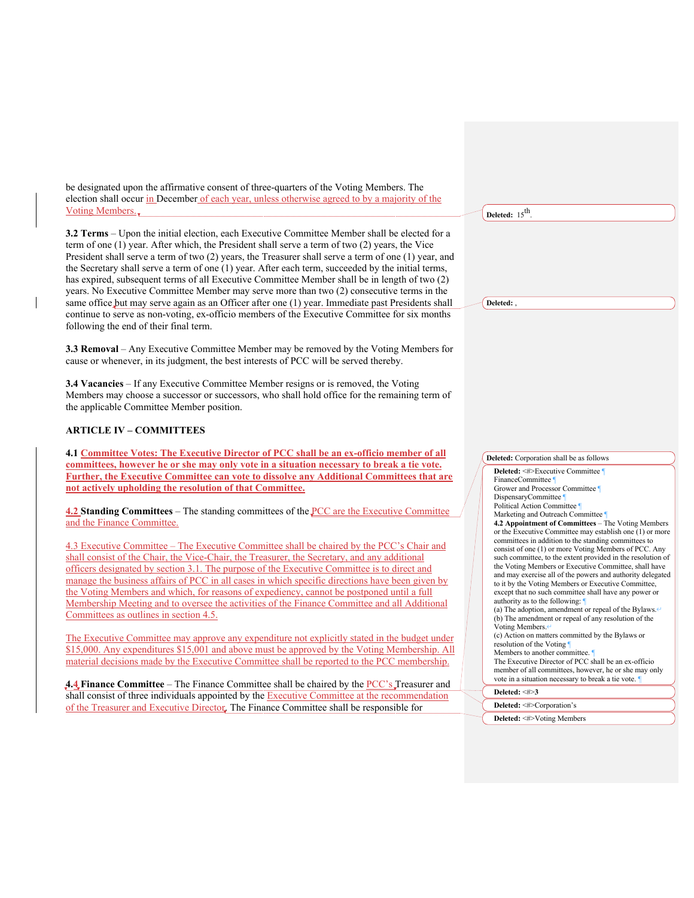be designated upon the affirmative consent of three-quarters of the Voting Members. The election shall occur in December of each year, unless otherwise agreed to by a majority of the Voting Members.

**3.2 Terms** – Upon the initial election, each Executive Committee Member shall be elected for a term of one (1) year. After which, the President shall serve a term of two (2) years, the Vice President shall serve a term of two (2) years, the Treasurer shall serve a term of one (1) year, and the Secretary shall serve a term of one (1) year. After each term, succeeded by the initial terms, has expired, subsequent terms of all Executive Committee Member shall be in length of two (2) years. No Executive Committee Member may serve more than two (2) consecutive terms in the same office but may serve again as an Officer after one (1) year. Immediate past Presidents shall continue to serve as non-voting, ex-officio members of the Executive Committee for six months following the end of their final term.

**3.3 Removal** – Any Executive Committee Member may be removed by the Voting Members for cause or whenever, in its judgment, the best interests of PCC will be served thereby.

**3.4 Vacancies** – If any Executive Committee Member resigns or is removed, the Voting Members may choose a successor or successors, who shall hold office for the remaining term of the applicable Committee Member position.

## ARTICLE IV – COMMITTEES

**4.1 Committee Votes: The Executive Director of PCC shall be an ex-officio member of all committees, however he or she may only vote in a situation necessary to break a tie vote. Further, the Executive Committee can vote to dissolve any Additional Committees that are not actively upholding the resolution of that Committee.**

4.2 **Standing Committees** – The standing committees of the PCC are the Executive Committee and the Finance Committee.

4.3 Executive Committee – The Executive Committee shall be chaired by the PCC's Chair and shall consist of the Chair, the Vice-Chair, the Treasurer, the Secretary, and any additional officers designated by section 3.1. The purpose of the Executive Committee is to direct and manage the business affairs of PCC in all cases in which specific directions have been given by the Voting Members and which, for reasons of expediency, cannot be postponed until a full Membership Meeting and to oversee the activities of the Finance Committee and all Additional Committees as outlines in section 4.5.

The Executive Committee may approve any expenditure not explicitly stated in the budget under $15,000. Any expenditures $15,001 and above must be approved by the Voting Membership. All material decisions made by the Executive Committee shall be reported to the PCC membership.

4.4 **Finance Committee** – The Finance Committee shall be chaired by the PCC's Treasurer and shall consist of three individuals appointed by the Executive Committee at the recommendation of the Treasurer and Executive Director. The Finance Committee shall be responsible for

Deleted: 15th.

Deleted: ,

Deleted: Corporation shall be as follows

Deleted: <#>Executive Committee
FinanceCommittee
Grower and Processor Committee
DispensaryCommittee
Political Action Committee
Marketing and Outreach Committee
**4.2 Appointment of Committees** – The Voting Members or the Executive Committee may establish one (1) or more committees in addition to the standing committees to consist of one (1) or more Voting Members of PCC. Any such committee, to the extent provided in the resolution of the Voting Members or Executive Committee, shall have and may exercise all of the powers and authority delegated to it by the Voting Members or Executive Committee, except that no such committee shall have any power or authority as to the following:
(a) The adoption, amendment or repeal of the Bylaws.
(b) The amendment or repeal of any resolution of the Voting Members.
(c) Action on matters committed by the Bylaws or resolution of the Voting Members to another committee.
The Executive Director of PCC shall be an ex-officio member of all committees, however, he or she may only vote in a situation necessary to break a tie vote.

Deleted: <#>3

Deleted: <#>Corporation's

Deleted: <#>Voting Members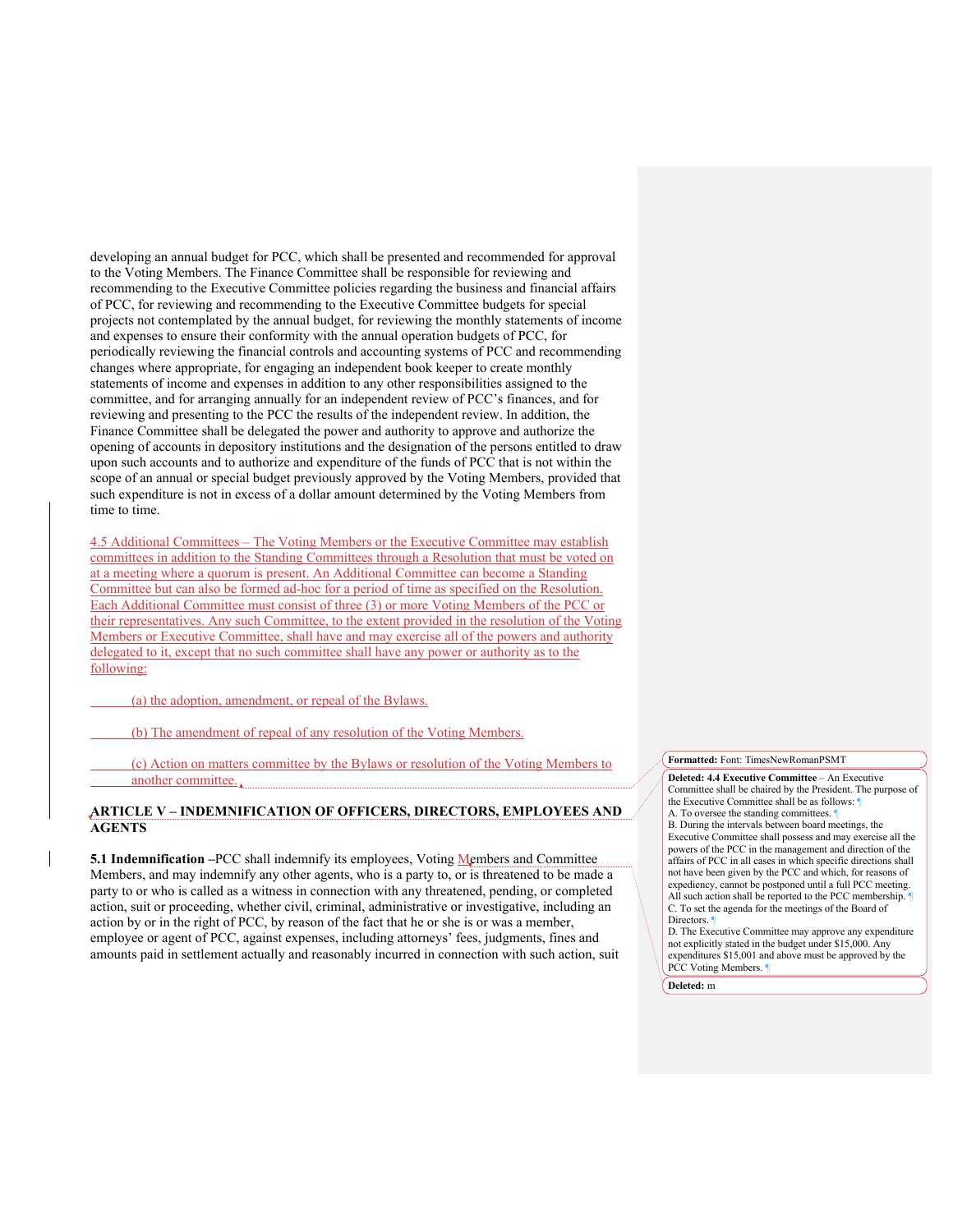developing an annual budget for PCC, which shall be presented and recommended for approval to the Voting Members. The Finance Committee shall be responsible for reviewing and recommending to the Executive Committee policies regarding the business and financial affairs of PCC, for reviewing and recommending to the Executive Committee budgets for special projects not contemplated by the annual budget, for reviewing the monthly statements of income and expenses to ensure their conformity with the annual operation budgets of PCC, for periodically reviewing the financial controls and accounting systems of PCC and recommending changes where appropriate, for engaging an independent book keeper to create monthly statements of income and expenses in addition to any other responsibilities assigned to the committee, and for arranging annually for an independent review of PCC's finances, and for reviewing and presenting to the PCC the results of the independent review. In addition, the Finance Committee shall be delegated the power and authority to approve and authorize the opening of accounts in depository institutions and the designation of the persons entitled to draw upon such accounts and to authorize and expenditure of the funds of PCC that is not within the scope of an annual or special budget previously approved by the Voting Members, provided that such expenditure is not in excess of a dollar amount determined by the Voting Members from time to time.

4.5 Additional Committees – The Voting Members or the Executive Committee may establish committees in addition to the Standing Committees through a Resolution that must be voted on at a meeting where a quorum is present. An Additional Committee can become a Standing Committee but can also be formed ad-hoc for a period of time as specified on the Resolution. Each Additional Committee must consist of three (3) or more Voting Members of the PCC or their representatives. Any such Committee, to the extent provided in the resolution of the Voting Members or Executive Committee, shall have and may exercise all of the powers and authority delegated to it, except that no such committee shall have any power or authority as to the following:

(a) the adoption, amendment, or repeal of the Bylaws.

(b) The amendment of repeal of any resolution of the Voting Members.

(c) Action on matters committee by the Bylaws or resolution of the Voting Members to another committee.

## ARTICLE V – INDEMNIFICATION OF OFFICERS, DIRECTORS, EMPLOYEES AND AGENTS

**5.1 Indemnification** –PCC shall indemnify its employees, Voting Members and Committee Members, and may indemnify any other agents, who is a party to, or is threatened to be made a party to or who is called as a witness in connection with any threatened, pending, or completed action, suit or proceeding, whether civil, criminal, administrative or investigative, including an action by or in the right of PCC, by reason of the fact that he or she is or was a member, employee or agent of PCC, against expenses, including attorneys' fees, judgments, fines and amounts paid in settlement actually and reasonably incurred in connection with such action, suit

Formatted: Font: TimesNewRomanPSMT

Deleted: **4.4 Executive Committee** – An Executive Committee shall be chaired by the President. The purpose of the Executive Committee shall be as follows:
A. To oversee the standing committees.
B. During the intervals between board meetings, the Executive Committee shall possess and may exercise all the powers of the PCC in the management and direction of the affairs of PCC in all cases in which specific directions shall not have been given by the PCC and which, for reasons of expediency, cannot be postponed until a full PCC meeting. All such action shall be reported to the PCC membership.
C. To set the agenda for the meetings of the Board of Directors.
D. The Executive Committee may approve any expenditure not explicitly stated in the budget under $15,000. Any expenditures $15,001 and above must be approved by the PCC Voting Members.

Deleted: m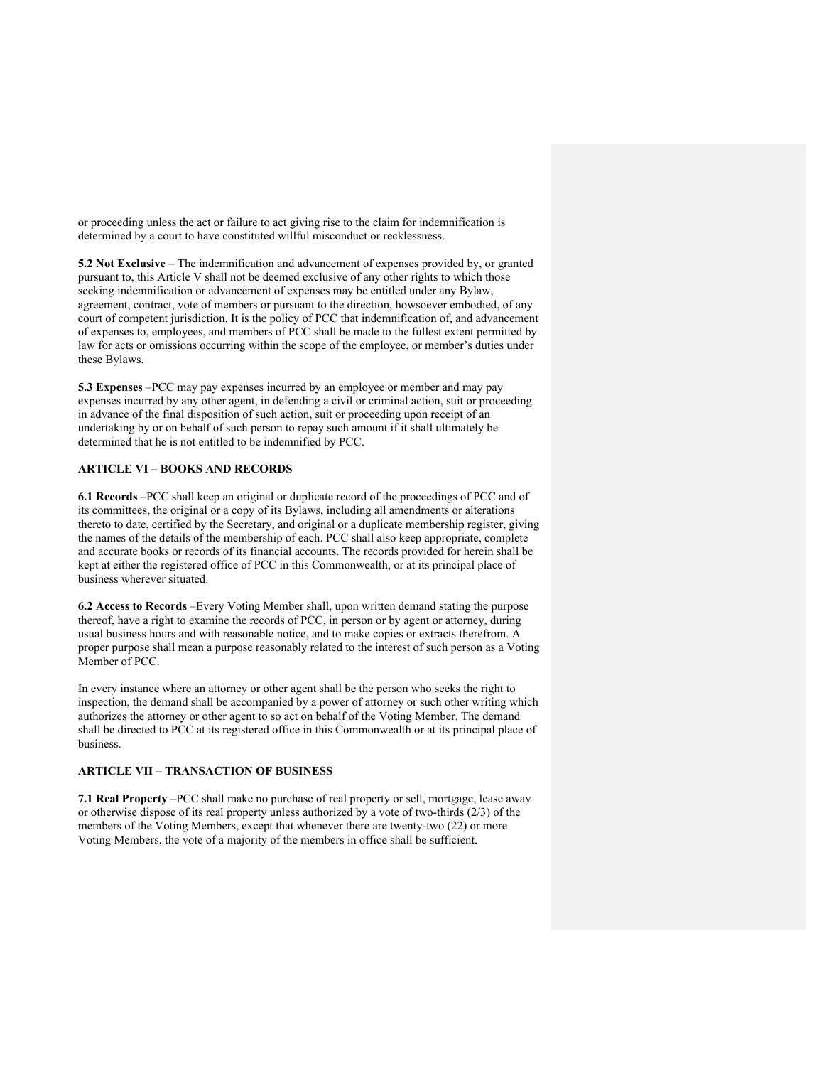or proceeding unless the act or failure to act giving rise to the claim for indemnification is determined by a court to have constituted willful misconduct or recklessness.

**5.2 Not Exclusive** – The indemnification and advancement of expenses provided by, or granted pursuant to, this Article V shall not be deemed exclusive of any other rights to which those seeking indemnification or advancement of expenses may be entitled under any Bylaw, agreement, contract, vote of members or pursuant to the direction, howsoever embodied, of any court of competent jurisdiction. It is the policy of PCC that indemnification of, and advancement of expenses to, employees, and members of PCC shall be made to the fullest extent permitted by law for acts or omissions occurring within the scope of the employee, or member's duties under these Bylaws.

**5.3 Expenses** –PCC may pay expenses incurred by an employee or member and may pay expenses incurred by any other agent, in defending a civil or criminal action, suit or proceeding in advance of the final disposition of such action, suit or proceeding upon receipt of an undertaking by or on behalf of such person to repay such amount if it shall ultimately be determined that he is not entitled to be indemnified by PCC.

**ARTICLE VI – BOOKS AND RECORDS**

**6.1 Records** –PCC shall keep an original or duplicate record of the proceedings of PCC and of its committees, the original or a copy of its Bylaws, including all amendments or alterations thereto to date, certified by the Secretary, and original or a duplicate membership register, giving the names of the details of the membership of each. PCC shall also keep appropriate, complete and accurate books or records of its financial accounts. The records provided for herein shall be kept at either the registered office of PCC in this Commonwealth, or at its principal place of business wherever situated.

**6.2 Access to Records** –Every Voting Member shall, upon written demand stating the purpose thereof, have a right to examine the records of PCC, in person or by agent or attorney, during usual business hours and with reasonable notice, and to make copies or extracts therefrom. A proper purpose shall mean a purpose reasonably related to the interest of such person as a Voting Member of PCC.

In every instance where an attorney or other agent shall be the person who seeks the right to inspection, the demand shall be accompanied by a power of attorney or such other writing which authorizes the attorney or other agent to so act on behalf of the Voting Member. The demand shall be directed to PCC at its registered office in this Commonwealth or at its principal place of business.

**ARTICLE VII – TRANSACTION OF BUSINESS**

**7.1 Real Property** –PCC shall make no purchase of real property or sell, mortgage, lease away or otherwise dispose of its real property unless authorized by a vote of two-thirds (2/3) of the members of the Voting Members, except that whenever there are twenty-two (22) or more Voting Members, the vote of a majority of the members in office shall be sufficient.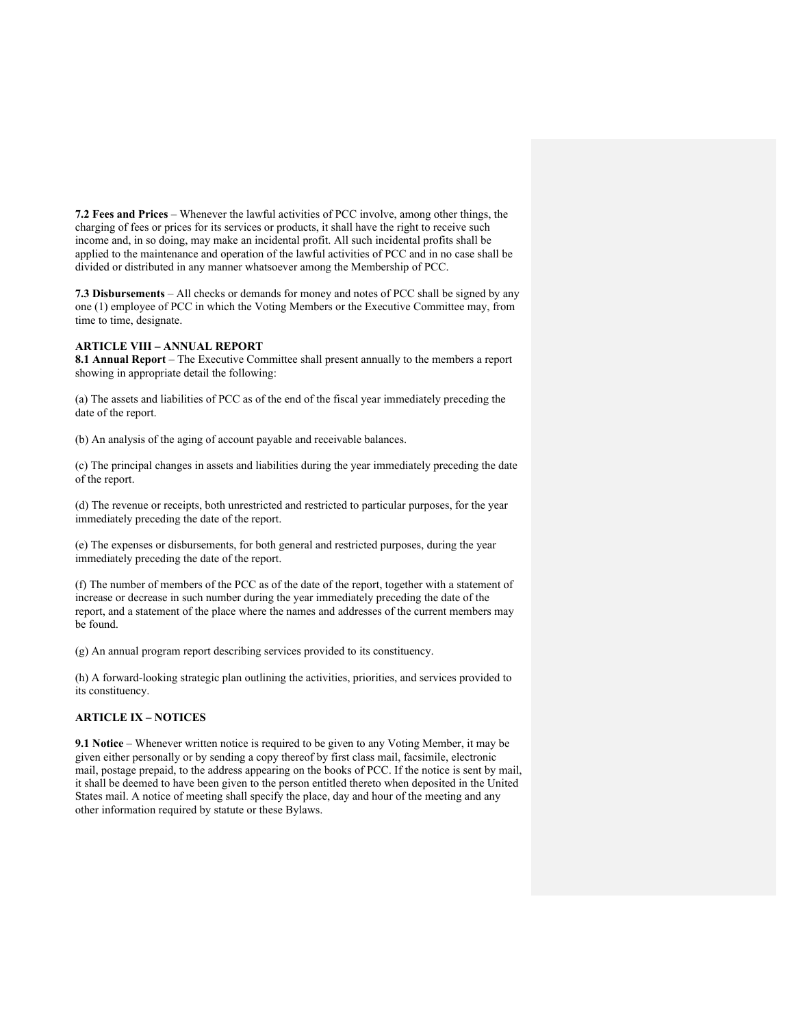**7.2 Fees and Prices** – Whenever the lawful activities of PCC involve, among other things, the charging of fees or prices for its services or products, it shall have the right to receive such income and, in so doing, may make an incidental profit. All such incidental profits shall be applied to the maintenance and operation of the lawful activities of PCC and in no case shall be divided or distributed in any manner whatsoever among the Membership of PCC.

**7.3 Disbursements** – All checks or demands for money and notes of PCC shall be signed by any one (1) employee of PCC in which the Voting Members or the Executive Committee may, from time to time, designate.

## ARTICLE VIII – ANNUAL REPORT

**8.1 Annual Report** – The Executive Committee shall present annually to the members a report showing in appropriate detail the following:

(a) The assets and liabilities of PCC as of the end of the fiscal year immediately preceding the date of the report.

(b) An analysis of the aging of account payable and receivable balances.

(c) The principal changes in assets and liabilities during the year immediately preceding the date of the report.

(d) The revenue or receipts, both unrestricted and restricted to particular purposes, for the year immediately preceding the date of the report.

(e) The expenses or disbursements, for both general and restricted purposes, during the year immediately preceding the date of the report.

(f) The number of members of the PCC as of the date of the report, together with a statement of increase or decrease in such number during the year immediately preceding the date of the report, and a statement of the place where the names and addresses of the current members may be found.

(g) An annual program report describing services provided to its constituency.

(h) A forward-looking strategic plan outlining the activities, priorities, and services provided to its constituency.

## ARTICLE IX – NOTICES

**9.1 Notice** – Whenever written notice is required to be given to any Voting Member, it may be given either personally or by sending a copy thereof by first class mail, facsimile, electronic mail, postage prepaid, to the address appearing on the books of PCC. If the notice is sent by mail, it shall be deemed to have been given to the person entitled thereto when deposited in the United States mail. A notice of meeting shall specify the place, day and hour of the meeting and any other information required by statute or these Bylaws.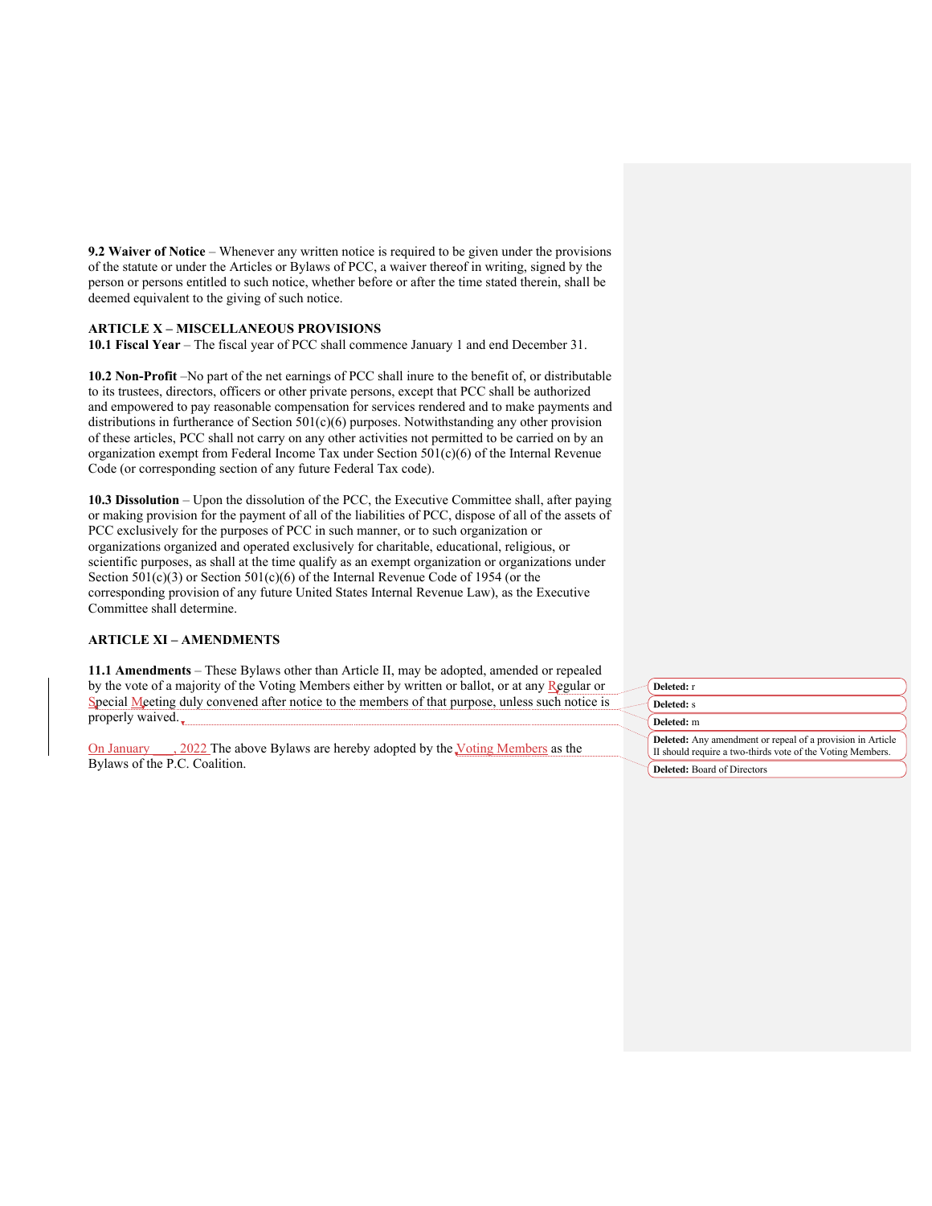**9.2 Waiver of Notice** – Whenever any written notice is required to be given under the provisions of the statute or under the Articles or Bylaws of PCC, a waiver thereof in writing, signed by the person or persons entitled to such notice, whether before or after the time stated therein, shall be deemed equivalent to the giving of such notice.

**ARTICLE X – MISCELLANEOUS PROVISIONS**

**10.1 Fiscal Year** – The fiscal year of PCC shall commence January 1 and end December 31.

**10.2 Non-Profit** –No part of the net earnings of PCC shall inure to the benefit of, or distributable to its trustees, directors, officers or other private persons, except that PCC shall be authorized and empowered to pay reasonable compensation for services rendered and to make payments and distributions in furtherance of Section 501(c)(6) purposes. Notwithstanding any other provision of these articles, PCC shall not carry on any other activities not permitted to be carried on by an organization exempt from Federal Income Tax under Section 501(c)(6) of the Internal Revenue Code (or corresponding section of any future Federal Tax code).

**10.3 Dissolution** – Upon the dissolution of the PCC, the Executive Committee shall, after paying or making provision for the payment of all of the liabilities of PCC, dispose of all of the assets of PCC exclusively for the purposes of PCC in such manner, or to such organization or organizations organized and operated exclusively for charitable, educational, religious, or scientific purposes, as shall at the time qualify as an exempt organization or organizations under Section 501(c)(3) or Section 501(c)(6) of the Internal Revenue Code of 1954 (or the corresponding provision of any future United States Internal Revenue Law), as the Executive Committee shall determine.

**ARTICLE XI – AMENDMENTS**

**11.1 Amendments** – These Bylaws other than Article II, may be adopted, amended or repealed by the vote of a majority of the Voting Members either by written or ballot, or at any Regular or Special Meeting duly convened after notice to the members of that purpose, unless such notice is properly waived.

On January \_\_\_, 2022 The above Bylaws are hereby adopted by the Voting Members as the Bylaws of the P.C. Coalition.

Deleted: r

Deleted: s

Deleted: m

Deleted: Any amendment or repeal of a provision in Article II should require a two-thirds vote of the Voting Members.

Deleted: Board of Directors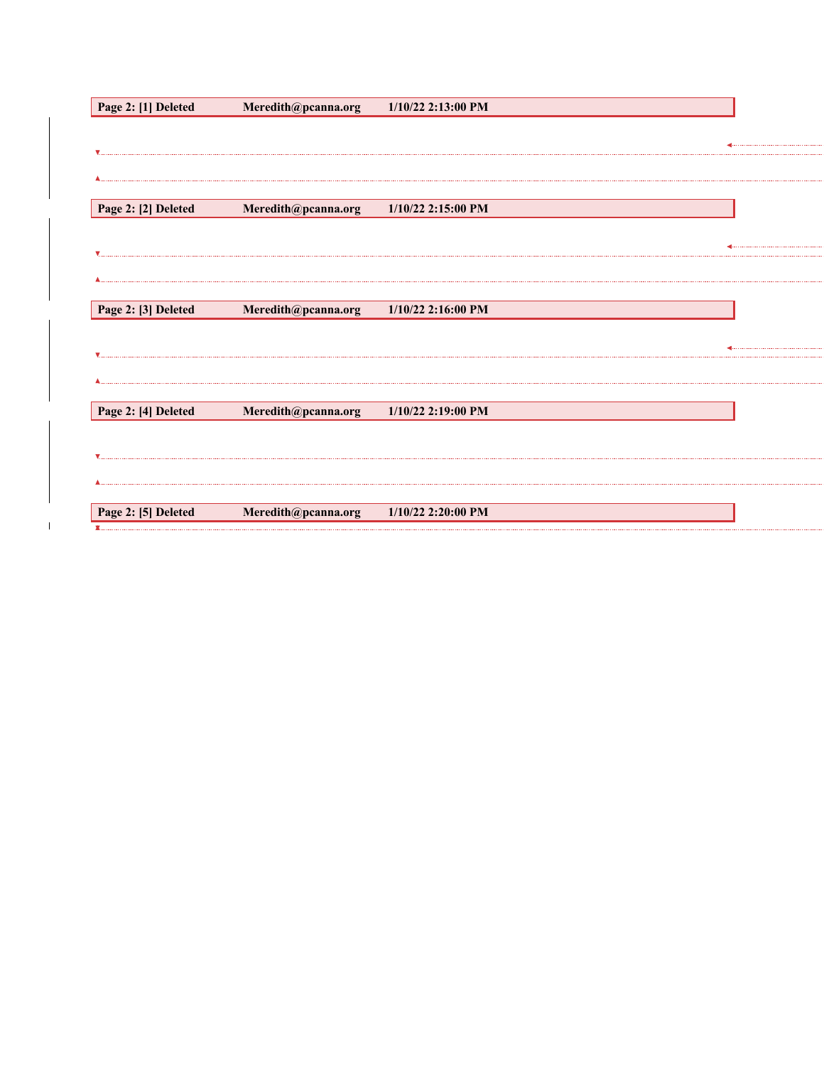**Page 2: [1] Deleted Meredith@pcanna.org 1/10/22 2:13:00 PM**

**Page 2: [2] Deleted Meredith@pcanna.org 1/10/22 2:15:00 PM**

**Page 2: [3] Deleted Meredith@pcanna.org 1/10/22 2:16:00 PM**

**Page 2: [4] Deleted Meredith@pcanna.org 1/10/22 2:19:00 PM**

**Page 2: [5] Deleted Meredith@pcanna.org 1/10/22 2:20:00 PM**